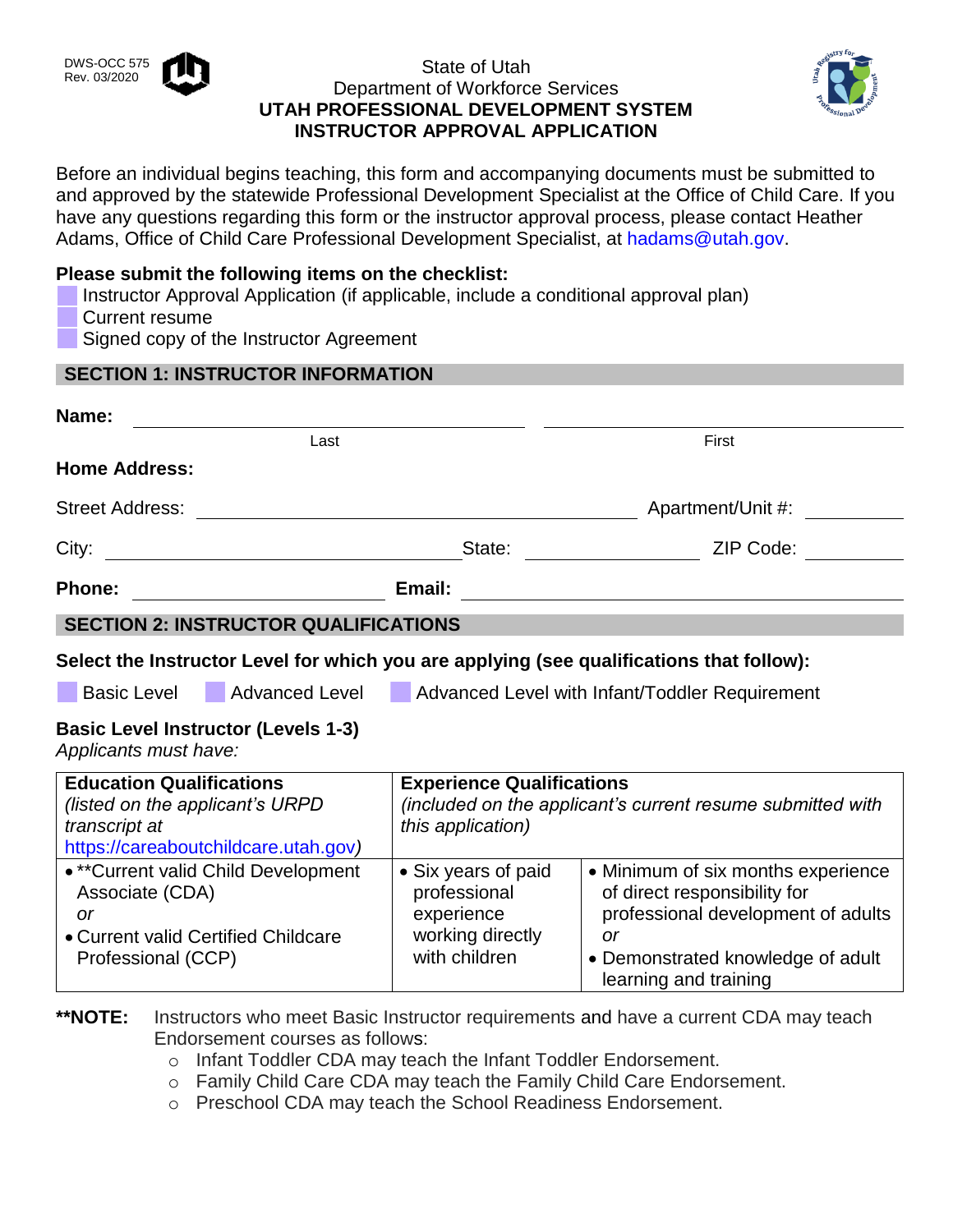DWS-OCC 575
Rev. 03/2020

State of Utah
Department of Workforce Services

# UTAH PROFESSIONAL DEVELOPMENT SYSTEM
# INSTRUCTOR APPROVAL APPLICATION

Before an individual begins teaching, this form and accompanying documents must be submitted to and approved by the statewide Professional Development Specialist at the Office of Child Care. If you have any questions regarding this form or the instructor approval process, please contact Heather Adams, Office of Child Care Professional Development Specialist, at hadams@utah.gov.

**Please submit the following items on the checklist:**

- ☐ Instructor Approval Application (if applicable, include a conditional approval plan)
- ☐ Current resume
- ☐ Signed copy of the Instructor Agreement

## SECTION 1: INSTRUCTOR INFORMATION

**Name:** ______________________ (Last) ______________________ (First)

**Home Address:**

Street Address: ______________________ Apartment/Unit #: ________

City: ______________________ State: ____________ ZIP Code: ________

**Phone:** ______________________ **Email:** ______________________

## SECTION 2: INSTRUCTOR QUALIFICATIONS

**Select the Instructor Level for which you are applying (see qualifications that follow):**

☐ Basic Level ☐ Advanced Level ☐ Advanced Level with Infant/Toddler Requirement

### Basic Level Instructor (Levels 1-3)

*Applicants must have:*

| **Education Qualifications** *(listed on the applicant's URPD transcript at https://careaboutchildcare.utah.gov)* | **Experience Qualifications** *(included on the applicant's current resume submitted with this application)* | |
|---|---|---|
| • **Current valid Child Development Associate (CDA) *or* • Current valid Certified Childcare Professional (CCP) | • Six years of paid professional experience working directly with children | • Minimum of six months experience of direct responsibility for professional development of adults *or* • Demonstrated knowledge of adult learning and training |

**\*\*NOTE:** Instructors who meet Basic Instructor requirements and have a current CDA may teach Endorsement courses as follows:

- Infant Toddler CDA may teach the Infant Toddler Endorsement.
- Family Child Care CDA may teach the Family Child Care Endorsement.
- Preschool CDA may teach the School Readiness Endorsement.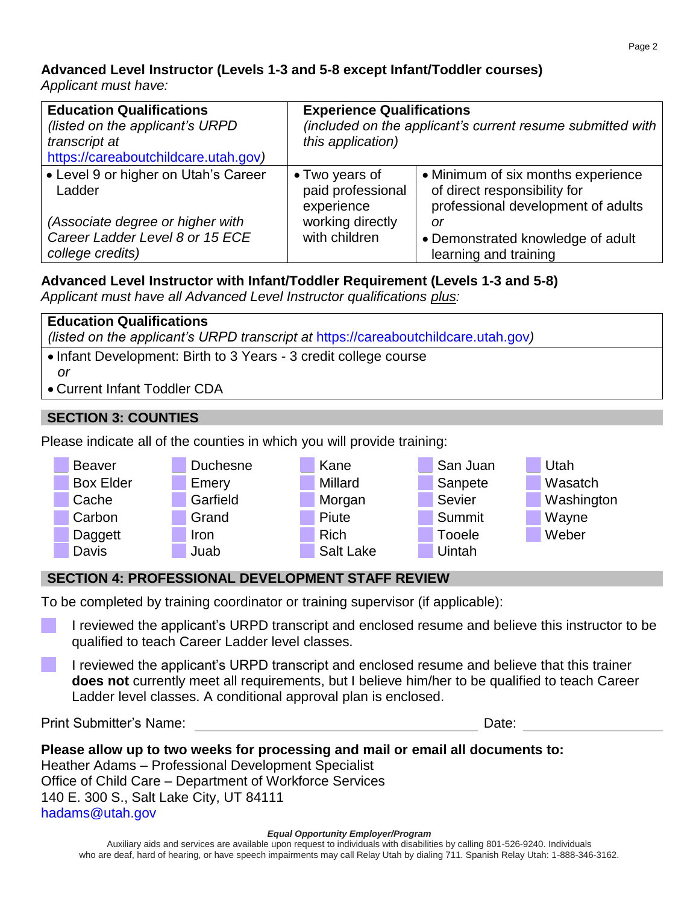**Advanced Level Instructor (Levels 1-3 and 5-8 except Infant/Toddler courses)**

*Applicant must have:*

| **Education Qualifications** *(listed on the applicant's URPD transcript at https://careaboutchildcare.utah.gov)* | **Experience Qualifications** *(included on the applicant's current resume submitted with this application)* | |
|---|---|---|
| • Level 9 or higher on Utah's Career Ladder<br><br>*(Associate degree or higher with Career Ladder Level 8 or 15 ECE college credits)* | • Two years of paid professional experience working directly with children | • Minimum of six months experience of direct responsibility for professional development of adults<br>*or*<br>• Demonstrated knowledge of adult learning and training |

**Advanced Level Instructor with Infant/Toddler Requirement (Levels 1-3 and 5-8)**

*Applicant must have all Advanced Level Instructor qualifications plus:*

| **Education Qualifications** *(listed on the applicant's URPD transcript at https://careaboutchildcare.utah.gov)* |
|---|
| • Infant Development: Birth to 3 Years - 3 credit college course<br>*or*<br>• Current Infant Toddler CDA |

## SECTION 3: COUNTIES

Please indicate all of the counties in which you will provide training:

- [ ] Beaver
- [ ] Box Elder
- [ ] Cache
- [ ] Carbon
- [ ] Daggett
- [ ] Davis
- [ ] Duchesne
- [ ] Emery
- [ ] Garfield
- [ ] Grand
- [ ] Iron
- [ ] Juab
- [ ] Kane
- [ ] Millard
- [ ] Morgan
- [ ] Piute
- [ ] Rich
- [ ] Salt Lake
- [ ] San Juan
- [ ] Sanpete
- [ ] Sevier
- [ ] Summit
- [ ] Tooele
- [ ] Uintah
- [ ] Utah
- [ ] Wasatch
- [ ] Washington
- [ ] Wayne
- [ ] Weber

## SECTION 4: PROFESSIONAL DEVELOPMENT STAFF REVIEW

To be completed by training coordinator or training supervisor (if applicable):

- [ ] I reviewed the applicant's URPD transcript and enclosed resume and believe this instructor to be qualified to teach Career Ladder level classes.
- [ ] I reviewed the applicant's URPD transcript and enclosed resume and believe that this trainer **does not** currently meet all requirements, but I believe him/her to be qualified to teach Career Ladder level classes. A conditional approval plan is enclosed.

Print Submitter's Name: ______________________________ Date: ______________

**Please allow up to two weeks for processing and mail or email all documents to:**

Heather Adams – Professional Development Specialist
Office of Child Care – Department of Workforce Services
140 E. 300 S., Salt Lake City, UT 84111
hadams@utah.gov

***Equal Opportunity Employer/Program***

Auxiliary aids and services are available upon request to individuals with disabilities by calling 801-526-9240. Individuals who are deaf, hard of hearing, or have speech impairments may call Relay Utah by dialing 711. Spanish Relay Utah: 1-888-346-3162.